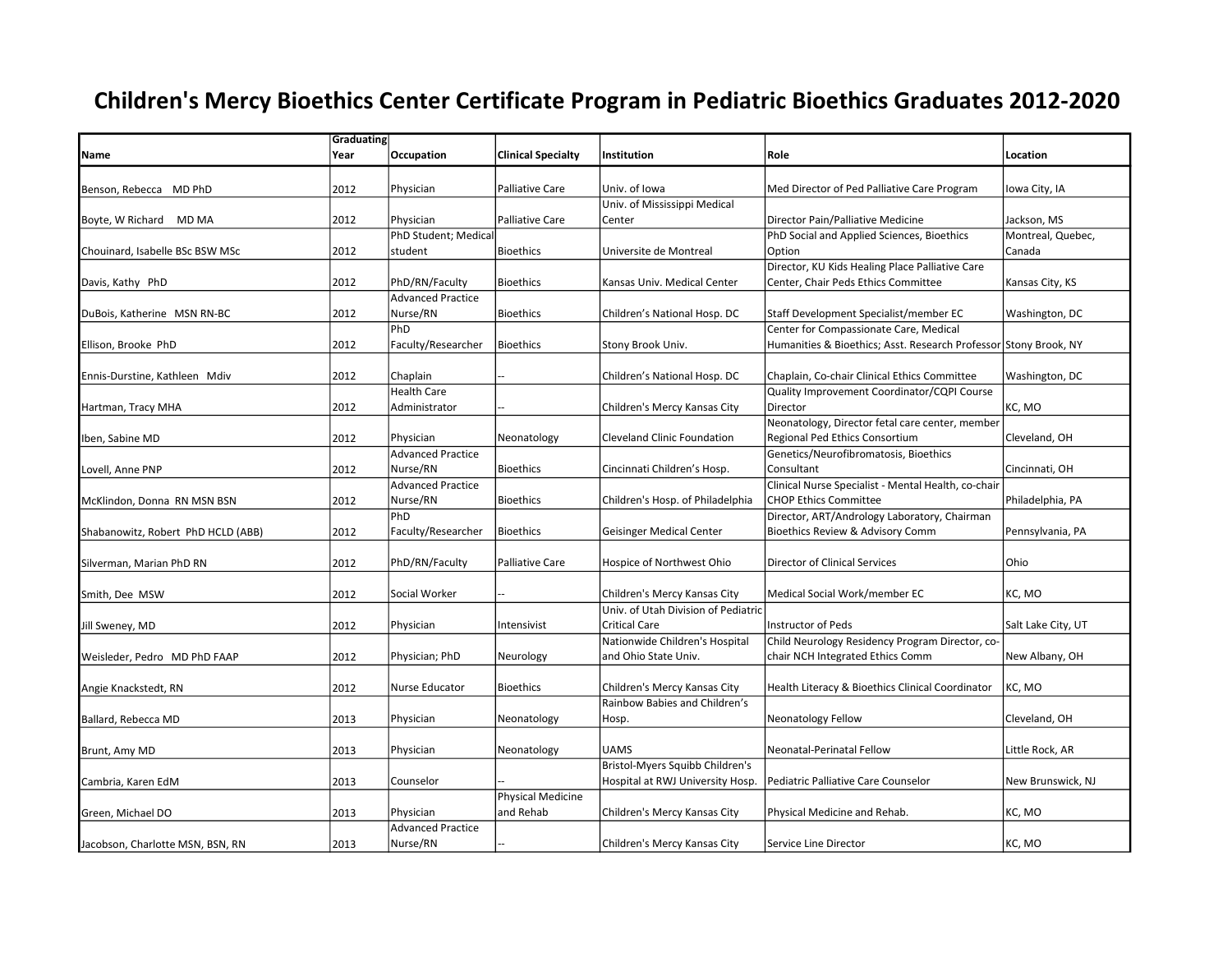# Children's Mercy Bioethics Center Certificate Program in Pediatric Bioethics Graduates 2012-2020

| Name | Graduating Year | Occupation | Clinical Specialty | Institution | Role | Location |
|---|---|---|---|---|---|---|
| Benson, Rebecca MD PhD | 2012 | Physician | Palliative Care | Univ. of Iowa | Med Director of Ped Palliative Care Program | Iowa City, IA |
| Boyte, W Richard MD MA | 2012 | Physician | Palliative Care | Univ. of Mississippi Medical Center | Director Pain/Palliative Medicine | Jackson, MS |
| Chouinard, Isabelle BSc BSW MSc | 2012 | PhD Student; Medical student | Bioethics | Universite de Montreal | PhD Social and Applied Sciences, Bioethics Option | Montreal, Quebec, Canada |
| Davis, Kathy PhD | 2012 | PhD/RN/Faculty | Bioethics | Kansas Univ. Medical Center | Director, KU Kids Healing Place Palliative Care Center, Chair Peds Ethics Committee | Kansas City, KS |
| DuBois, Katherine MSN RN-BC | 2012 | Advanced Practice Nurse/RN | Bioethics | Children's National Hosp. DC | Staff Development Specialist/member EC | Washington, DC |
| Ellison, Brooke PhD | 2012 | PhD Faculty/Researcher | Bioethics | Stony Brook Univ. | Center for Compassionate Care, Medical Humanities & Bioethics; Asst. Research Professor | Stony Brook, NY |
| Ennis-Durstine, Kathleen Mdiv | 2012 | Chaplain | -- | Children's National Hosp. DC | Chaplain, Co-chair Clinical Ethics Committee | Washington, DC |
| Hartman, Tracy MHA | 2012 | Health Care Administrator | -- | Children's Mercy Kansas City | Quality Improvement Coordinator/CQPI Course Director | KC, MO |
| Iben, Sabine MD | 2012 | Physician | Neonatology | Cleveland Clinic Foundation | Neonatology, Director fetal care center, member Regional Ped Ethics Consortium | Cleveland, OH |
| Lovell, Anne PNP | 2012 | Advanced Practice Nurse/RN | Bioethics | Cincinnati Children's Hosp. | Genetics/Neurofibromatosis, Bioethics Consultant | Cincinnati, OH |
| McKlindon, Donna RN MSN BSN | 2012 | Advanced Practice Nurse/RN | Bioethics | Children's Hosp. of Philadelphia | Clinical Nurse Specialist - Mental Health, co-chair CHOP Ethics Committee | Philadelphia, PA |
| Shabanowitz, Robert PhD HCLD (ABB) | 2012 | PhD Faculty/Researcher | Bioethics | Geisinger Medical Center | Director, ART/Andrology Laboratory, Chairman Bioethics Review & Advisory Comm | Pennsylvania, PA |
| Silverman, Marian PhD RN | 2012 | PhD/RN/Faculty | Palliative Care | Hospice of Northwest Ohio | Director of Clinical Services | Ohio |
| Smith, Dee MSW | 2012 | Social Worker | -- | Children's Mercy Kansas City | Medical Social Work/member EC | KC, MO |
| Jill Sweney, MD | 2012 | Physician | Intensivist | Univ. of Utah Division of Pediatric Critical Care | Instructor of Peds | Salt Lake City, UT |
| Weisleder, Pedro MD PhD FAAP | 2012 | Physician; PhD | Neurology | Nationwide Children's Hospital and Ohio State Univ. | Child Neurology Residency Program Director, co-chair NCH Integrated Ethics Comm | New Albany, OH |
| Angie Knackstedt, RN | 2012 | Nurse Educator | Bioethics | Children's Mercy Kansas City | Health Literacy & Bioethics Clinical Coordinator | KC, MO |
| Ballard, Rebecca MD | 2013 | Physician | Neonatology | Rainbow Babies and Children's Hosp. | Neonatology Fellow | Cleveland, OH |
| Brunt, Amy MD | 2013 | Physician | Neonatology | UAMS | Neonatal-Perinatal Fellow | Little Rock, AR |
| Cambria, Karen EdM | 2013 | Counselor | -- | Bristol-Myers Squibb Children's Hospital at RWJ University Hosp. | Pediatric Palliative Care Counselor | New Brunswick, NJ |
| Green, Michael DO | 2013 | Physician | Physical Medicine and Rehab | Children's Mercy Kansas City | Physical Medicine and Rehab. | KC, MO |
| Jacobson, Charlotte MSN, BSN, RN | 2013 | Advanced Practice Nurse/RN | -- | Children's Mercy Kansas City | Service Line Director | KC, MO |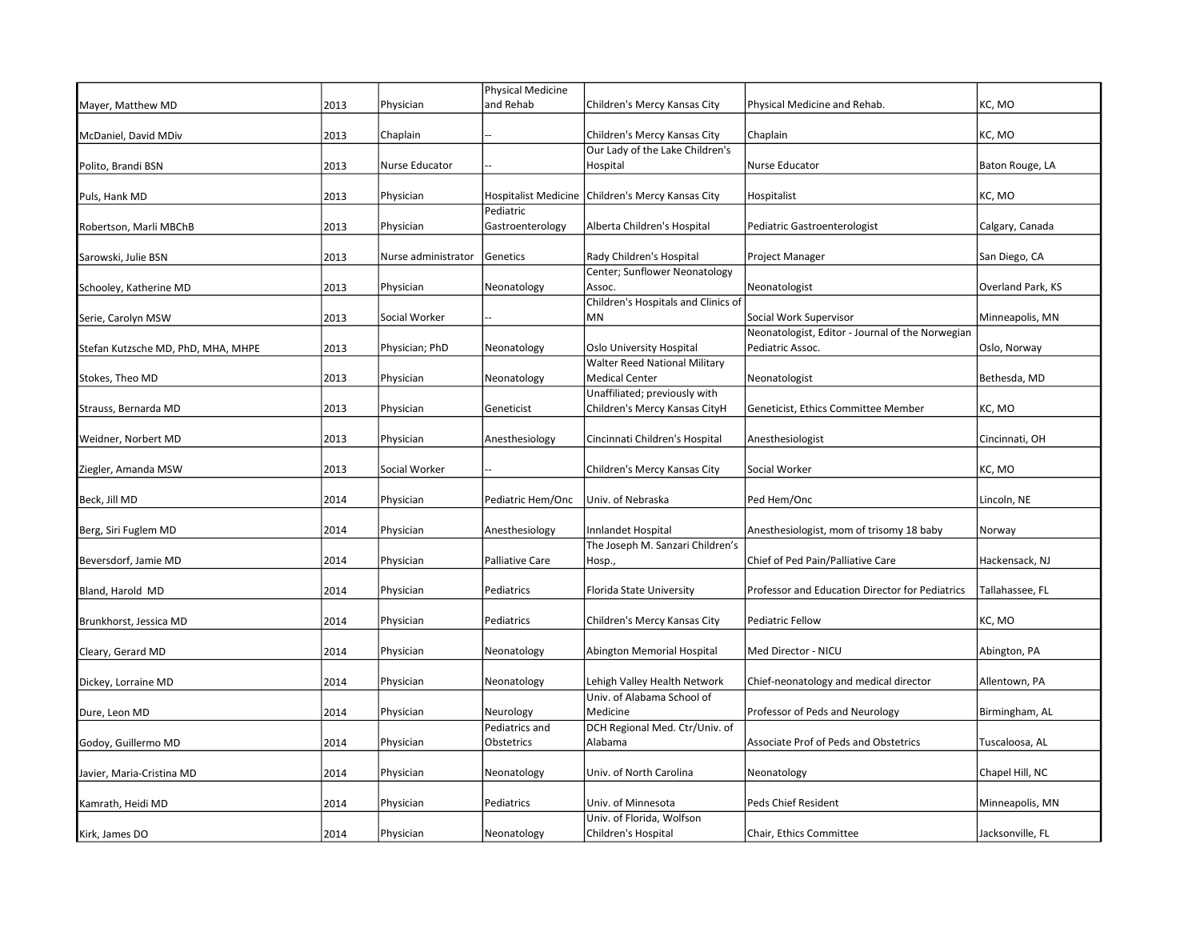| | | | | | | |
|---|---|---|---|---|---|---|
| Mayer, Matthew MD | 2013 | Physician | Physical Medicine and Rehab | Children's Mercy Kansas City | Physical Medicine and Rehab. | KC, MO |
| McDaniel, David MDiv | 2013 | Chaplain | -- | Children's Mercy Kansas City | Chaplain | KC, MO |
| Polito, Brandi BSN | 2013 | Nurse Educator | -- | Our Lady of the Lake Children's Hospital | Nurse Educator | Baton Rouge, LA |
| Puls, Hank MD | 2013 | Physician | Hospitalist Medicine | Children's Mercy Kansas City | Hospitalist | KC, MO |
| Robertson, Marli MBChB | 2013 | Physician | Pediatric Gastroenterology | Alberta Children's Hospital | Pediatric Gastroenterologist | Calgary, Canada |
| Sarowski, Julie BSN | 2013 | Nurse administrator | Genetics | Rady Children's Hospital | Project Manager | San Diego, CA |
| Schooley, Katherine MD | 2013 | Physician | Neonatology | Center; Sunflower Neonatology Assoc. | Neonatologist | Overland Park, KS |
| Serie, Carolyn MSW | 2013 | Social Worker | -- | Children's Hospitals and Clinics of MN | Social Work Supervisor | Minneapolis, MN |
| Stefan Kutzsche MD, PhD, MHA, MHPE | 2013 | Physician; PhD | Neonatology | Oslo University Hospital | Neonatologist, Editor - Journal of the Norwegian Pediatric Assoc. | Oslo, Norway |
| Stokes, Theo MD | 2013 | Physician | Neonatology | Walter Reed National Military Medical Center | Neonatologist | Bethesda, MD |
| Strauss, Bernarda MD | 2013 | Physician | Geneticist | Unaffiliated; previously with Children's Mercy Kansas CityH | Geneticist, Ethics Committee Member | KC, MO |
| Weidner, Norbert MD | 2013 | Physician | Anesthesiology | Cincinnati Children's Hospital | Anesthesiologist | Cincinnati, OH |
| Ziegler, Amanda MSW | 2013 | Social Worker | -- | Children's Mercy Kansas City | Social Worker | KC, MO |
| Beck, Jill MD | 2014 | Physician | Pediatric Hem/Onc | Univ. of Nebraska | Ped Hem/Onc | Lincoln, NE |
| Berg, Siri Fuglem MD | 2014 | Physician | Anesthesiology | Innlandet Hospital | Anesthesiologist, mom of trisomy 18 baby | Norway |
| Beversdorf, Jamie MD | 2014 | Physician | Palliative Care | The Joseph M. Sanzari Children's Hosp., | Chief of Ped Pain/Palliative Care | Hackensack, NJ |
| Bland, Harold MD | 2014 | Physician | Pediatrics | Florida State University | Professor and Education Director for Pediatrics | Tallahassee, FL |
| Brunkhorst, Jessica MD | 2014 | Physician | Pediatrics | Children's Mercy Kansas City | Pediatric Fellow | KC, MO |
| Cleary, Gerard MD | 2014 | Physician | Neonatology | Abington Memorial Hospital | Med Director - NICU | Abington, PA |
| Dickey, Lorraine MD | 2014 | Physician | Neonatology | Lehigh Valley Health Network | Chief-neonatology and medical director | Allentown, PA |
| Dure, Leon MD | 2014 | Physician | Neurology | Univ. of Alabama School of Medicine | Professor of Peds and Neurology | Birmingham, AL |
| Godoy, Guillermo MD | 2014 | Physician | Pediatrics and Obstetrics | DCH Regional Med. Ctr/Univ. of Alabama | Associate Prof of Peds and Obstetrics | Tuscaloosa, AL |
| Javier, Maria-Cristina MD | 2014 | Physician | Neonatology | Univ. of North Carolina | Neonatology | Chapel Hill, NC |
| Kamrath, Heidi MD | 2014 | Physician | Pediatrics | Univ. of Minnesota | Peds Chief Resident | Minneapolis, MN |
| Kirk, James DO | 2014 | Physician | Neonatology | Univ. of Florida, Wolfson Children's Hospital | Chair, Ethics Committee | Jacksonville, FL |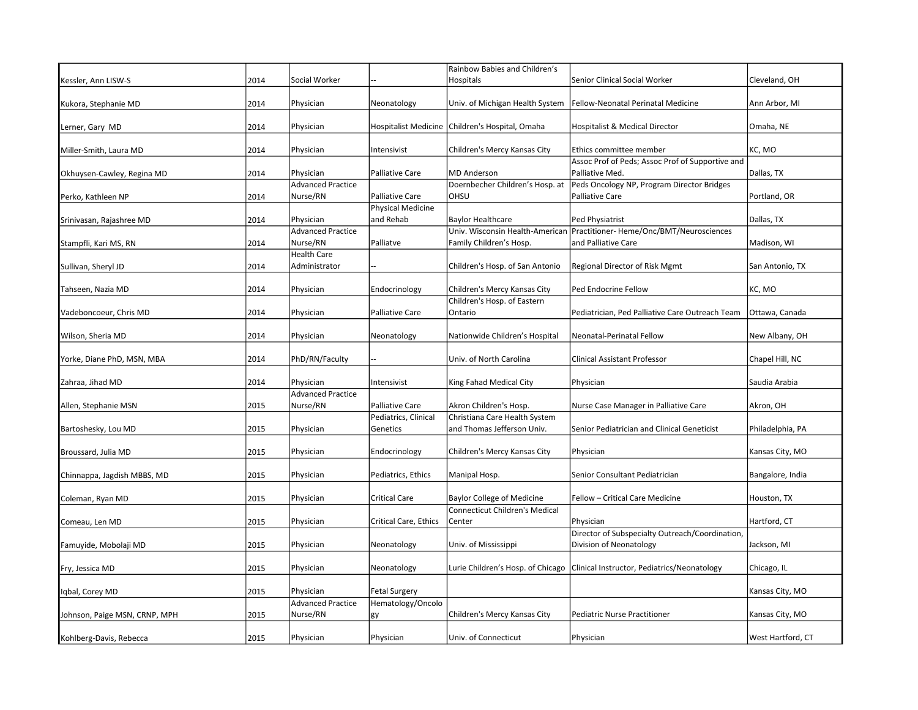| | | | | | | |
|---|---|---|---|---|---|---|
| Kessler, Ann LISW-S | 2014 | Social Worker | -- | Rainbow Babies and Children's Hospitals | Senior Clinical Social Worker | Cleveland, OH |
| Kukora, Stephanie MD | 2014 | Physician | Neonatology | Univ. of Michigan Health System | Fellow-Neonatal Perinatal Medicine | Ann Arbor, MI |
| Lerner, Gary MD | 2014 | Physician | Hospitalist Medicine | Children's Hospital, Omaha | Hospitalist & Medical Director | Omaha, NE |
| Miller-Smith, Laura MD | 2014 | Physician | Intensivist | Children's Mercy Kansas City | Ethics committee member | KC, MO |
| Okhuysen-Cawley, Regina MD | 2014 | Physician | Palliative Care | MD Anderson | Assoc Prof of Peds; Assoc Prof of Supportive and Palliative Med. | Dallas, TX |
| Perko, Kathleen NP | 2014 | Advanced Practice Nurse/RN | Palliative Care | Doernbecher Children's Hosp. at OHSU | Peds Oncology NP, Program Director Bridges Palliative Care | Portland, OR |
| Srinivasan, Rajashree MD | 2014 | Physician | Physical Medicine and Rehab | Baylor Healthcare | Ped Physiatrist | Dallas, TX |
| Stampfli, Kari MS, RN | 2014 | Advanced Practice Nurse/RN | Palliatve | Univ. Wisconsin Health-American Family Children's Hosp. | Practitioner- Heme/Onc/BMT/Neurosciences and Palliative Care | Madison, WI |
| Sullivan, Sheryl JD | 2014 | Health Care Administrator | -- | Children's Hosp. of San Antonio | Regional Director of Risk Mgmt | San Antonio, TX |
| Tahseen, Nazia MD | 2014 | Physician | Endocrinology | Children's Mercy Kansas City | Ped Endocrine Fellow | KC, MO |
| Vadeboncoeur, Chris MD | 2014 | Physician | Palliative Care | Children's Hosp. of Eastern Ontario | Pediatrician, Ped Palliative Care Outreach Team | Ottawa, Canada |
| Wilson, Sheria MD | 2014 | Physician | Neonatology | Nationwide Children's Hospital | Neonatal-Perinatal Fellow | New Albany, OH |
| Yorke, Diane PhD, MSN, MBA | 2014 | PhD/RN/Faculty | -- | Univ. of North Carolina | Clinical Assistant Professor | Chapel Hill, NC |
| Zahraa, Jihad MD | 2014 | Physician | Intensivist | King Fahad Medical City | Physician | Saudia Arabia |
| Allen, Stephanie MSN | 2015 | Advanced Practice Nurse/RN | Palliative Care | Akron Children's Hosp. | Nurse Case Manager in Palliative Care | Akron, OH |
| Bartoshesky, Lou MD | 2015 | Physician | Pediatrics, Clinical Genetics | Christiana Care Health System and Thomas Jefferson Univ. | Senior Pediatrician and Clinical Geneticist | Philadelphia, PA |
| Broussard, Julia MD | 2015 | Physician | Endocrinology | Children's Mercy Kansas City | Physician | Kansas City, MO |
| Chinnappa, Jagdish MBBS, MD | 2015 | Physician | Pediatrics, Ethics | Manipal Hosp. | Senior Consultant Pediatrician | Bangalore, India |
| Coleman, Ryan MD | 2015 | Physician | Critical Care | Baylor College of Medicine | Fellow – Critical Care Medicine | Houston, TX |
| Comeau, Len MD | 2015 | Physician | Critical Care, Ethics | Connecticut Children's Medical Center | Physician | Hartford, CT |
| Famuyide, Mobolaji MD | 2015 | Physician | Neonatology | Univ. of Mississippi | Director of Subspecialty Outreach/Coordination, Division of Neonatology | Jackson, MI |
| Fry, Jessica MD | 2015 | Physician | Neonatology | Lurie Children's Hosp. of Chicago | Clinical Instructor, Pediatrics/Neonatology | Chicago, IL |
| Iqbal, Corey MD | 2015 | Physician | Fetal Surgery | | | Kansas City, MO |
| Johnson, Paige MSN, CRNP, MPH | 2015 | Advanced Practice Nurse/RN | Hematology/Oncology | Children's Mercy Kansas City | Pediatric Nurse Practitioner | Kansas City, MO |
| Kohlberg-Davis, Rebecca | 2015 | Physician | Physician | Univ. of Connecticut | Physician | West Hartford, CT |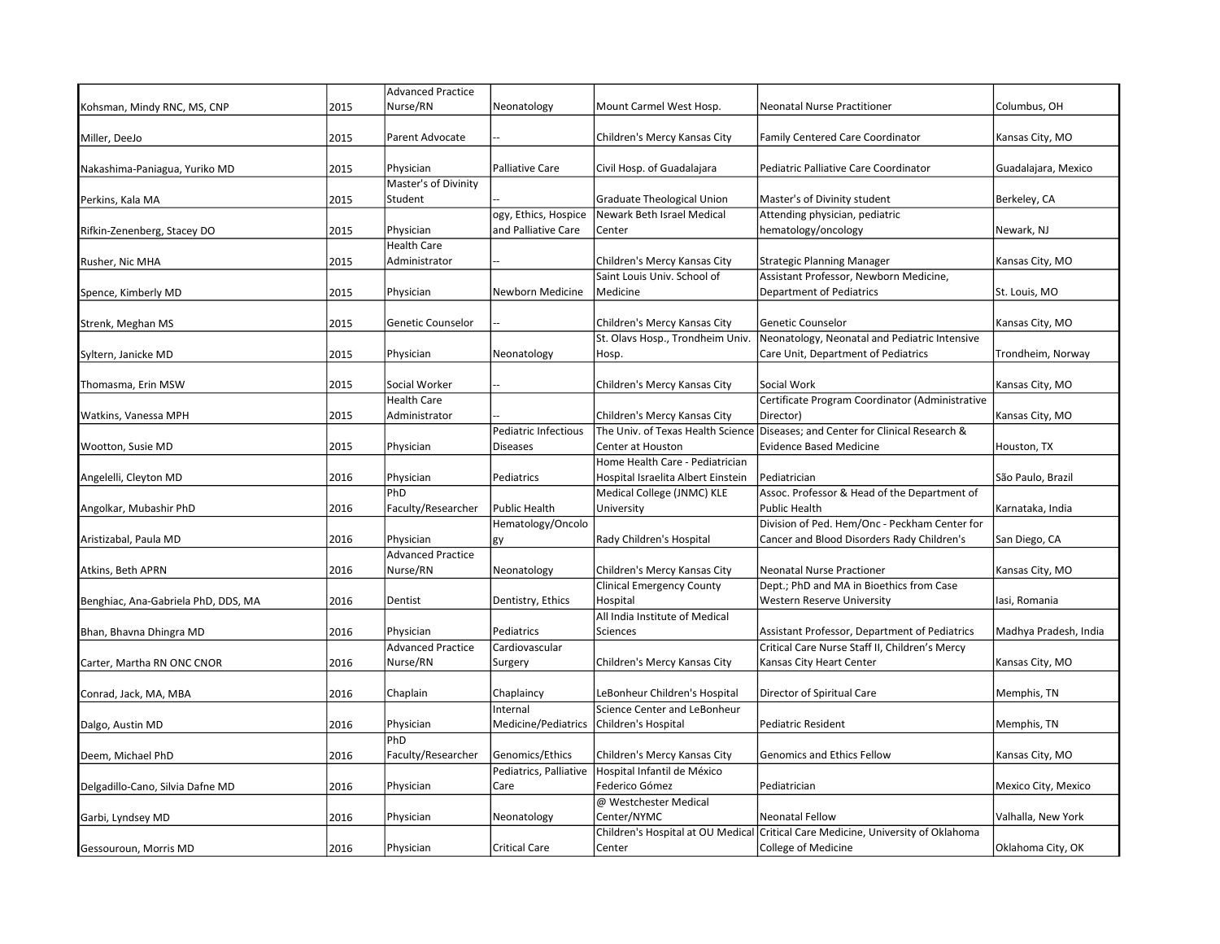| | | | | | | |
|---|---|---|---|---|---|---|
| Kohsman, Mindy RNC, MS, CNP | 2015 | Advanced Practice Nurse/RN | Neonatology | Mount Carmel West Hosp. | Neonatal Nurse Practitioner | Columbus, OH |
| Miller, DeeJo | 2015 | Parent Advocate | -- | Children's Mercy Kansas City | Family Centered Care Coordinator | Kansas City, MO |
| Nakashima-Paniagua, Yuriko MD | 2015 | Physician | Palliative Care | Civil Hosp. of Guadalajara | Pediatric Palliative Care Coordinator | Guadalajara, Mexico |
| Perkins, Kala MA | 2015 | Master's of Divinity Student | -- | Graduate Theological Union | Master's of Divinity student | Berkeley, CA |
| Rifkin-Zenenberg, Stacey DO | 2015 | Physician | ogy, Ethics, Hospice and Palliative Care | Newark Beth Israel Medical Center | Attending physician, pediatric hematology/oncology | Newark, NJ |
| Rusher, Nic MHA | 2015 | Health Care Administrator | -- | Children's Mercy Kansas City | Strategic Planning Manager | Kansas City, MO |
| Spence, Kimberly MD | 2015 | Physician | Newborn Medicine | Saint Louis Univ. School of Medicine | Assistant Professor, Newborn Medicine, Department of Pediatrics | St. Louis, MO |
| Strenk, Meghan MS | 2015 | Genetic Counselor | -- | Children's Mercy Kansas City | Genetic Counselor | Kansas City, MO |
| Syltern, Janicke MD | 2015 | Physician | Neonatology | St. Olavs Hosp., Trondheim Univ. Hosp. | Neonatology, Neonatal and Pediatric Intensive Care Unit, Department of Pediatrics | Trondheim, Norway |
| Thomasma, Erin MSW | 2015 | Social Worker | -- | Children's Mercy Kansas City | Social Work | Kansas City, MO |
| Watkins, Vanessa MPH | 2015 | Health Care Administrator | -- | Children's Mercy Kansas City | Certificate Program Coordinator (Administrative Director) | Kansas City, MO |
| Wootton, Susie MD | 2015 | Physician | Pediatric Infectious Diseases | The Univ. of Texas Health Science Center at Houston | Diseases; and Center for Clinical Research & Evidence Based Medicine | Houston, TX |
| Angelelli, Cleyton MD | 2016 | Physician | Pediatrics | Home Health Care - Pediatrician Hospital Israelita Albert Einstein | Pediatrician | São Paulo, Brazil |
| Angolkar, Mubashir PhD | 2016 | PhD Faculty/Researcher | Public Health | Medical College (JNMC) KLE University | Assoc. Professor & Head of the Department of Public Health | Karnataka, India |
| Aristizabal, Paula MD | 2016 | Physician | Hematology/Oncology | Rady Children's Hospital | Division of Ped. Hem/Onc - Peckham Center for Cancer and Blood Disorders Rady Children's | San Diego, CA |
| Atkins, Beth APRN | 2016 | Advanced Practice Nurse/RN | Neonatology | Children's Mercy Kansas City | Neonatal Nurse Practioner | Kansas City, MO |
| Benghiac, Ana-Gabriela PhD, DDS, MA | 2016 | Dentist | Dentistry, Ethics | Clinical Emergency County Hospital | Dept.; PhD and MA in Bioethics from Case Western Reserve University | Iasi, Romania |
| Bhan, Bhavna Dhingra MD | 2016 | Physician | Pediatrics | All India Institute of Medical Sciences | Assistant Professor, Department of Pediatrics | Madhya Pradesh, India |
| Carter, Martha RN ONC CNOR | 2016 | Advanced Practice Nurse/RN | Cardiovascular Surgery | Children's Mercy Kansas City | Critical Care Nurse Staff II, Children's Mercy Kansas City Heart Center | Kansas City, MO |
| Conrad, Jack, MA, MBA | 2016 | Chaplain | Chaplaincy | LeBonheur Children's Hospital | Director of Spiritual Care | Memphis, TN |
| Dalgo, Austin MD | 2016 | Physician | Internal Medicine/Pediatrics | Science Center and LeBonheur Children's Hospital | Pediatric Resident | Memphis, TN |
| Deem, Michael PhD | 2016 | PhD Faculty/Researcher | Genomics/Ethics | Children's Mercy Kansas City | Genomics and Ethics Fellow | Kansas City, MO |
| Delgadillo-Cano, Silvia Dafne MD | 2016 | Physician | Pediatrics, Palliative Care | Hospital Infantil de México Federico Gómez | Pediatrician | Mexico City, Mexico |
| Garbi, Lyndsey MD | 2016 | Physician | Neonatology | @ Westchester Medical Center/NYMC | Neonatal Fellow | Valhalla, New York |
| Gessouroun, Morris MD | 2016 | Physician | Critical Care | Children's Hospital at OU Medical Center | Critical Care Medicine, University of Oklahoma College of Medicine | Oklahoma City, OK |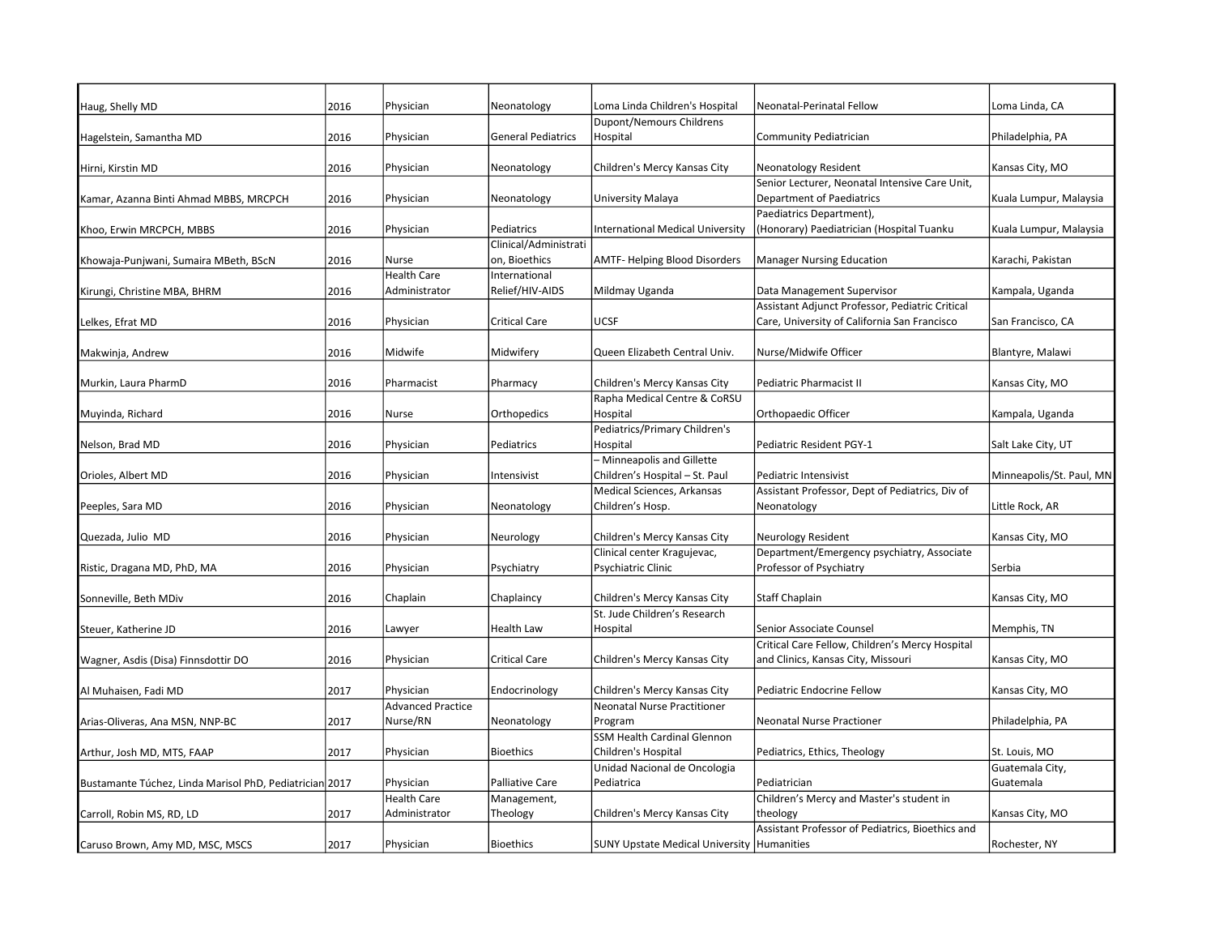| | | | | | | |
|---|---|---|---|---|---|---|
| Haug, Shelly MD | 2016 | Physician | Neonatology | Loma Linda Children's Hospital | Neonatal-Perinatal Fellow | Loma Linda, CA |
| Hagelstein, Samantha MD | 2016 | Physician | General Pediatrics | Dupont/Nemours Childrens Hospital | Community Pediatrician | Philadelphia, PA |
| Hirni, Kirstin MD | 2016 | Physician | Neonatology | Children's Mercy Kansas City | Neonatology Resident | Kansas City, MO |
| Kamar, Azanna Binti Ahmad MBBS, MRCPCH | 2016 | Physician | Neonatology | University Malaya | Senior Lecturer, Neonatal Intensive Care Unit, Department of Paediatrics | Kuala Lumpur, Malaysia |
| Khoo, Erwin MRCPCH, MBBS | 2016 | Physician | Pediatrics | International Medical University | Paediatrics Department), (Honorary) Paediatrician (Hospital Tuanku | Kuala Lumpur, Malaysia |
| Khowaja-Punjwani, Sumaira MBeth, BScN | 2016 | Nurse | Clinical/Administration, Bioethics | AMTF- Helping Blood Disorders | Manager Nursing Education | Karachi, Pakistan |
| Kirungi, Christine MBA, BHRM | 2016 | Health Care Administrator | International Relief/HIV-AIDS | Mildmay Uganda | Data Management Supervisor | Kampala, Uganda |
| Lelkes, Efrat MD | 2016 | Physician | Critical Care | UCSF | Assistant Adjunct Professor, Pediatric Critical Care, University of California San Francisco | San Francisco, CA |
| Makwinja, Andrew | 2016 | Midwife | Midwifery | Queen Elizabeth Central Univ. | Nurse/Midwife Officer | Blantyre, Malawi |
| Murkin, Laura PharmD | 2016 | Pharmacist | Pharmacy | Children's Mercy Kansas City | Pediatric Pharmacist II | Kansas City, MO |
| Muyinda, Richard | 2016 | Nurse | Orthopedics | Rapha Medical Centre & CoRSU Hospital | Orthopaedic Officer | Kampala, Uganda |
| Nelson, Brad MD | 2016 | Physician | Pediatrics | Pediatrics/Primary Children's Hospital | Pediatric Resident PGY-1 | Salt Lake City, UT |
| Orioles, Albert MD | 2016 | Physician | Intensivist | – Minneapolis and Gillette Children's Hospital – St. Paul | Pediatric Intensivist | Minneapolis/St. Paul, MN |
| Peeples, Sara MD | 2016 | Physician | Neonatology | Medical Sciences, Arkansas Children's Hosp. | Assistant Professor, Dept of Pediatrics, Div of Neonatology | Little Rock, AR |
| Quezada, Julio MD | 2016 | Physician | Neurology | Children's Mercy Kansas City | Neurology Resident | Kansas City, MO |
| Ristic, Dragana MD, PhD, MA | 2016 | Physician | Psychiatry | Clinical center Kragujevac, Psychiatric Clinic | Department/Emergency psychiatry, Associate Professor of Psychiatry | Serbia |
| Sonneville, Beth MDiv | 2016 | Chaplain | Chaplaincy | Children's Mercy Kansas City | Staff Chaplain | Kansas City, MO |
| Steuer, Katherine JD | 2016 | Lawyer | Health Law | St. Jude Children's Research Hospital | Senior Associate Counsel | Memphis, TN |
| Wagner, Asdis (Disa) Finnsdottir DO | 2016 | Physician | Critical Care | Children's Mercy Kansas City | Critical Care Fellow, Children's Mercy Hospital and Clinics, Kansas City, Missouri | Kansas City, MO |
| Al Muhaisen, Fadi MD | 2017 | Physician | Endocrinology | Children's Mercy Kansas City | Pediatric Endocrine Fellow | Kansas City, MO |
| Arias-Oliveras, Ana MSN, NNP-BC | 2017 | Advanced Practice Nurse/RN | Neonatology | Neonatal Nurse Practitioner Program | Neonatal Nurse Practioner | Philadelphia, PA |
| Arthur, Josh MD, MTS, FAAP | 2017 | Physician | Bioethics | SSM Health Cardinal Glennon Children's Hospital | Pediatrics, Ethics, Theology | St. Louis, MO |
| Bustamante Túchez, Linda Marisol PhD, Pediatrician | 2017 | Physician | Palliative Care | Unidad Nacional de Oncologia Pediatrica | Pediatrician | Guatemala City, Guatemala |
| Carroll, Robin MS, RD, LD | 2017 | Health Care Administrator | Management, Theology | Children's Mercy Kansas City | Children's Mercy and Master's student in theology | Kansas City, MO |
| Caruso Brown, Amy MD, MSC, MSCS | 2017 | Physician | Bioethics | SUNY Upstate Medical University | Assistant Professor of Pediatrics, Bioethics and Humanities | Rochester, NY |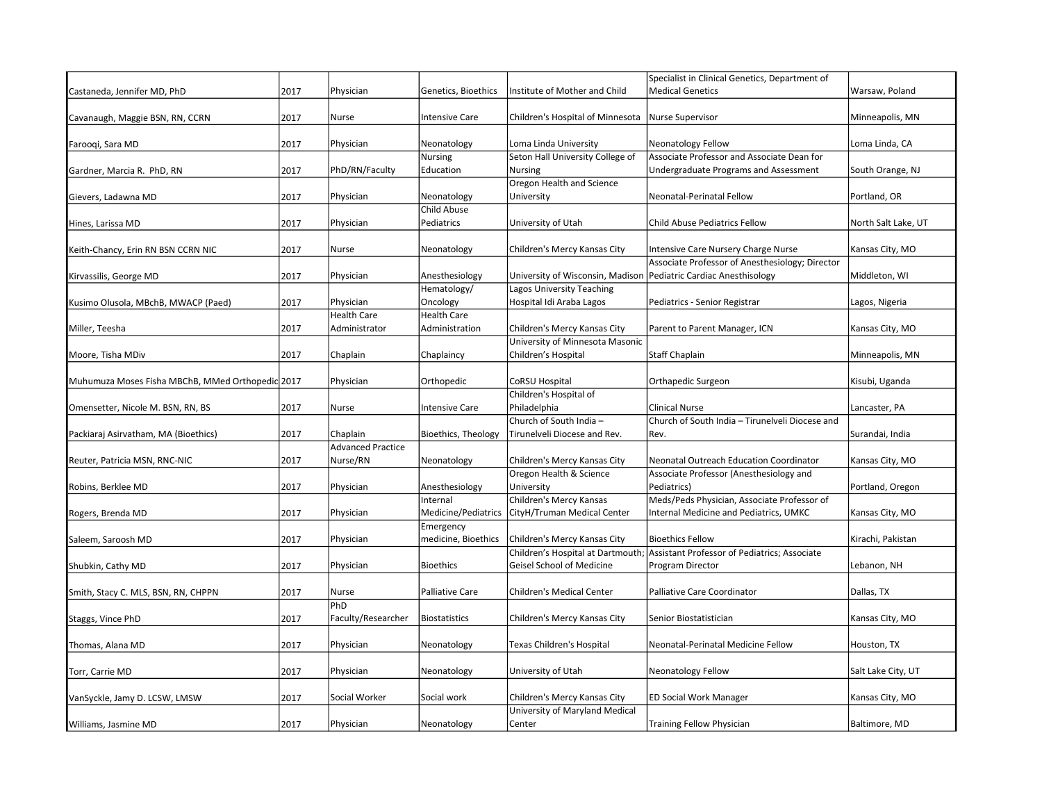| | | | | | | |
|---|---|---|---|---|---|---|
| Castaneda, Jennifer MD, PhD | 2017 | Physician | Genetics, Bioethics | Institute of Mother and Child | Specialist in Clinical Genetics, Department of Medical Genetics | Warsaw, Poland |
| Cavanaugh, Maggie BSN, RN, CCRN | 2017 | Nurse | Intensive Care | Children's Hospital of Minnesota | Nurse Supervisor | Minneapolis, MN |
| Farooqi, Sara MD | 2017 | Physician | Neonatology | Loma Linda University | Neonatology Fellow | Loma Linda, CA |
| Gardner, Marcia R. PhD, RN | 2017 | PhD/RN/Faculty | Nursing Education | Seton Hall University College of Nursing | Associate Professor and Associate Dean for Undergraduate Programs and Assessment | South Orange, NJ |
| Gievers, Ladawna MD | 2017 | Physician | Neonatology | Oregon Health and Science University | Neonatal-Perinatal Fellow | Portland, OR |
| Hines, Larissa MD | 2017 | Physician | Child Abuse Pediatrics | University of Utah | Child Abuse Pediatrics Fellow | North Salt Lake, UT |
| Keith-Chancy, Erin RN BSN CCRN NIC | 2017 | Nurse | Neonatology | Children's Mercy Kansas City | Intensive Care Nursery Charge Nurse | Kansas City, MO |
| Kirvassilis, George MD | 2017 | Physician | Anesthesiology | University of Wisconsin, Madison | Associate Professor of Anesthesiology; Director Pediatric Cardiac Anesthisology | Middleton, WI |
| Kusimo Olusola, MBchB, MWACP (Paed) | 2017 | Physician | Hematology/ Oncology | Lagos University Teaching Hospital Idi Araba Lagos | Pediatrics - Senior Registrar | Lagos, Nigeria |
| Miller, Teesha | 2017 | Health Care Administrator | Health Care Administration | Children's Mercy Kansas City | Parent to Parent Manager, ICN | Kansas City, MO |
| Moore, Tisha MDiv | 2017 | Chaplain | Chaplaincy | University of Minnesota Masonic Children's Hospital | Staff Chaplain | Minneapolis, MN |
| Muhumuza Moses Fisha MBChB, MMed Orthopedic | 2017 | Physician | Orthopedic | CoRSU Hospital | Orthapedic Surgeon | Kisubi, Uganda |
| Omensetter, Nicole M. BSN, RN, BS | 2017 | Nurse | Intensive Care | Children's Hospital of Philadelphia | Clinical Nurse | Lancaster, PA |
| Packiaraj Asirvatham, MA (Bioethics) | 2017 | Chaplain | Bioethics, Theology | Church of South India – Tirunelveli Diocese and Rev. | Church of South India – Tirunelveli Diocese and Rev. | Surandai, India |
| Reuter, Patricia MSN, RNC-NIC | 2017 | Advanced Practice Nurse/RN | Neonatology | Children's Mercy Kansas City | Neonatal Outreach Education Coordinator | Kansas City, MO |
| Robins, Berklee MD | 2017 | Physician | Anesthesiology | Oregon Health & Science University | Associate Professor (Anesthesiology and Pediatrics) | Portland, Oregon |
| Rogers, Brenda MD | 2017 | Physician | Internal Medicine/Pediatrics | Children's Mercy Kansas CityH/Truman Medical Center | Meds/Peds Physician, Associate Professor of Internal Medicine and Pediatrics, UMKC | Kansas City, MO |
| Saleem, Saroosh MD | 2017 | Physician | Emergency medicine, Bioethics | Children's Mercy Kansas City | Bioethics Fellow | Kirachi, Pakistan |
| Shubkin, Cathy MD | 2017 | Physician | Bioethics | Children's Hospital at Dartmouth; Geisel School of Medicine | Assistant Professor of Pediatrics; Associate Program Director | Lebanon, NH |
| Smith, Stacy C. MLS, BSN, RN, CHPPN | 2017 | Nurse | Palliative Care | Children's Medical Center | Palliative Care Coordinator | Dallas, TX |
| Staggs, Vince PhD | 2017 | PhD Faculty/Researcher | Biostatistics | Children's Mercy Kansas City | Senior Biostatistician | Kansas City, MO |
| Thomas, Alana MD | 2017 | Physician | Neonatology | Texas Children's Hospital | Neonatal-Perinatal Medicine Fellow | Houston, TX |
| Torr, Carrie MD | 2017 | Physician | Neonatology | University of Utah | Neonatology Fellow | Salt Lake City, UT |
| VanSyckle, Jamy D. LCSW, LMSW | 2017 | Social Worker | Social work | Children's Mercy Kansas City | ED Social Work Manager | Kansas City, MO |
| Williams, Jasmine MD | 2017 | Physician | Neonatology | University of Maryland Medical Center | Training Fellow Physician | Baltimore, MD |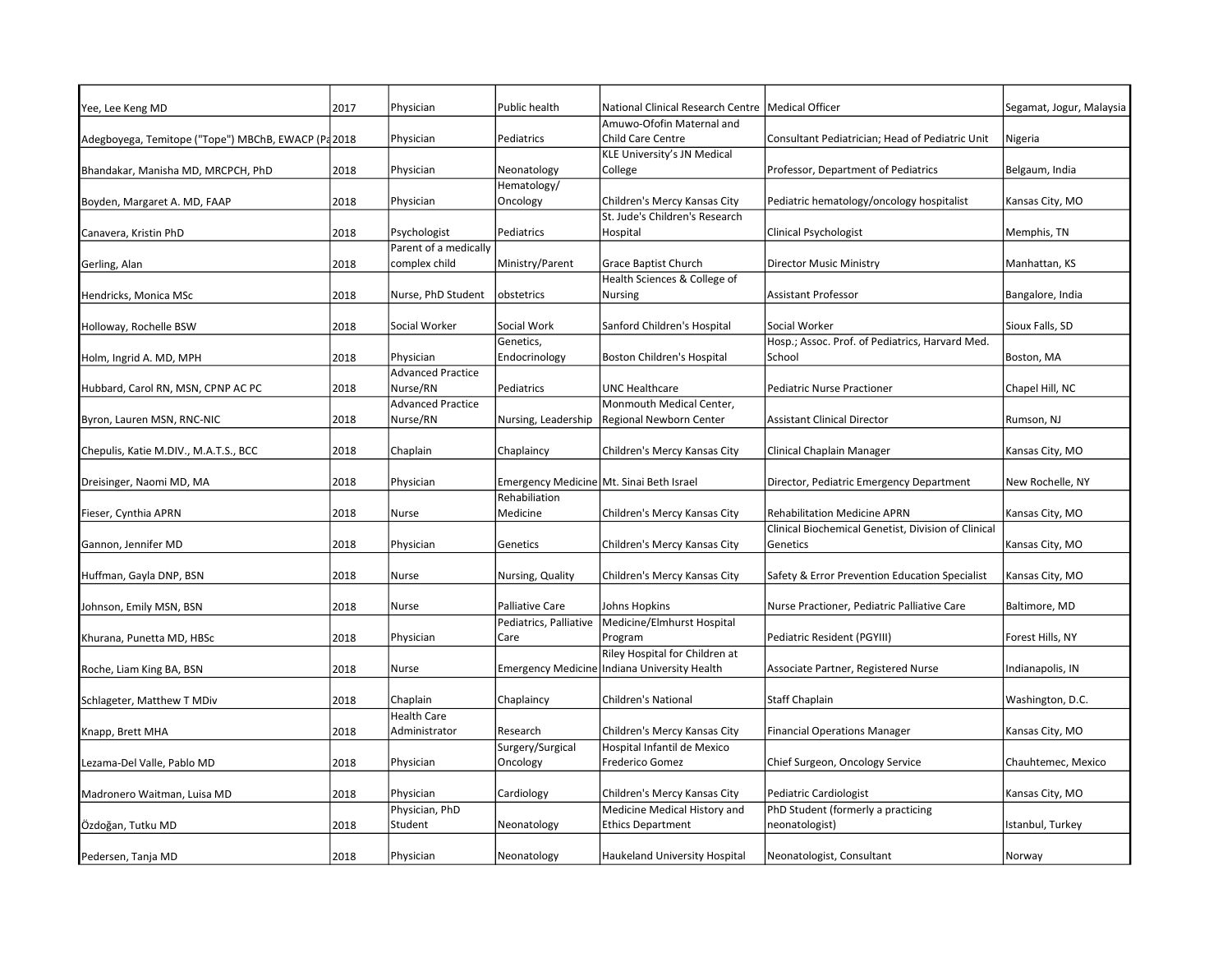| | | | | | | |
|---|---|---|---|---|---|---|
| Yee, Lee Keng MD | 2017 | Physician | Public health | National Clinical Research Centre | Medical Officer | Segamat, Jogur, Malaysia |
| Adegboyega, Temitope ("Tope") MBChB, EWACP (Pa | 2018 | Physician | Pediatrics | Amuwo-Ofofin Maternal and Child Care Centre | Consultant Pediatrician; Head of Pediatric Unit | Nigeria |
| Bhandakar, Manisha MD, MRCPCH, PhD | 2018 | Physician | Neonatology | KLE University's JN Medical College | Professor, Department of Pediatrics | Belgaum, India |
| Boyden, Margaret A. MD, FAAP | 2018 | Physician | Hematology/ Oncology | Children's Mercy Kansas City | Pediatric hematology/oncology hospitalist | Kansas City, MO |
| Canavera, Kristin PhD | 2018 | Psychologist | Pediatrics | St. Jude's Children's Research Hospital | Clinical Psychologist | Memphis, TN |
| Gerling, Alan | 2018 | Parent of a medically complex child | Ministry/Parent | Grace Baptist Church | Director Music Ministry | Manhattan, KS |
| Hendricks, Monica MSc | 2018 | Nurse, PhD Student | obstetrics | Health Sciences & College of Nursing | Assistant Professor | Bangalore, India |
| Holloway, Rochelle BSW | 2018 | Social Worker | Social Work | Sanford Children's Hospital | Social Worker | Sioux Falls, SD |
| Holm, Ingrid A. MD, MPH | 2018 | Physician | Genetics, Endocrinology | Boston Children's Hospital | Hosp.; Assoc. Prof. of Pediatrics, Harvard Med. School | Boston, MA |
| Hubbard, Carol RN, MSN, CPNP AC PC | 2018 | Advanced Practice Nurse/RN | Pediatrics | UNC Healthcare | Pediatric Nurse Practioner | Chapel Hill, NC |
| Byron, Lauren MSN, RNC-NIC | 2018 | Advanced Practice Nurse/RN | Nursing, Leadership | Monmouth Medical Center, Regional Newborn Center | Assistant Clinical Director | Rumson, NJ |
| Chepulis, Katie M.DIV., M.A.T.S., BCC | 2018 | Chaplain | Chaplaincy | Children's Mercy Kansas City | Clinical Chaplain Manager | Kansas City, MO |
| Dreisinger, Naomi MD, MA | 2018 | Physician | Emergency Medicine | Mt. Sinai Beth Israel | Director, Pediatric Emergency Department | New Rochelle, NY |
| Fieser, Cynthia APRN | 2018 | Nurse | Rehabiliation Medicine | Children's Mercy Kansas City | Rehabilitation Medicine APRN | Kansas City, MO |
| Gannon, Jennifer MD | 2018 | Physician | Genetics | Children's Mercy Kansas City | Clinical Biochemical Genetist, Division of Clinical Genetics | Kansas City, MO |
| Huffman, Gayla DNP, BSN | 2018 | Nurse | Nursing, Quality | Children's Mercy Kansas City | Safety & Error Prevention Education Specialist | Kansas City, MO |
| Johnson, Emily MSN, BSN | 2018 | Nurse | Palliative Care | Johns Hopkins | Nurse Practioner, Pediatric Palliative Care | Baltimore, MD |
| Khurana, Punetta MD, HBSc | 2018 | Physician | Pediatrics, Palliative Care | Medicine/Elmhurst Hospital Program | Pediatric Resident (PGYIII) | Forest Hills, NY |
| Roche, Liam King BA, BSN | 2018 | Nurse | Emergency Medicine | Riley Hospital for Children at Indiana University Health | Associate Partner, Registered Nurse | Indianapolis, IN |
| Schlageter, Matthew T MDiv | 2018 | Chaplain | Chaplaincy | Children's National | Staff Chaplain | Washington, D.C. |
| Knapp, Brett MHA | 2018 | Health Care Administrator | Research | Children's Mercy Kansas City | Financial Operations Manager | Kansas City, MO |
| Lezama-Del Valle, Pablo MD | 2018 | Physician | Surgery/Surgical Oncology | Hospital Infantil de Mexico Frederico Gomez | Chief Surgeon, Oncology Service | Chauhtemec, Mexico |
| Madronero Waitman, Luisa MD | 2018 | Physician | Cardiology | Children's Mercy Kansas City | Pediatric Cardiologist | Kansas City, MO |
| Özdoğan, Tutku MD | 2018 | Physician, PhD Student | Neonatology | Medicine Medical History and Ethics Department | PhD Student (formerly a practicing neonatologist) | Istanbul, Turkey |
| Pedersen, Tanja MD | 2018 | Physician | Neonatology | Haukeland University Hospital | Neonatologist, Consultant | Norway |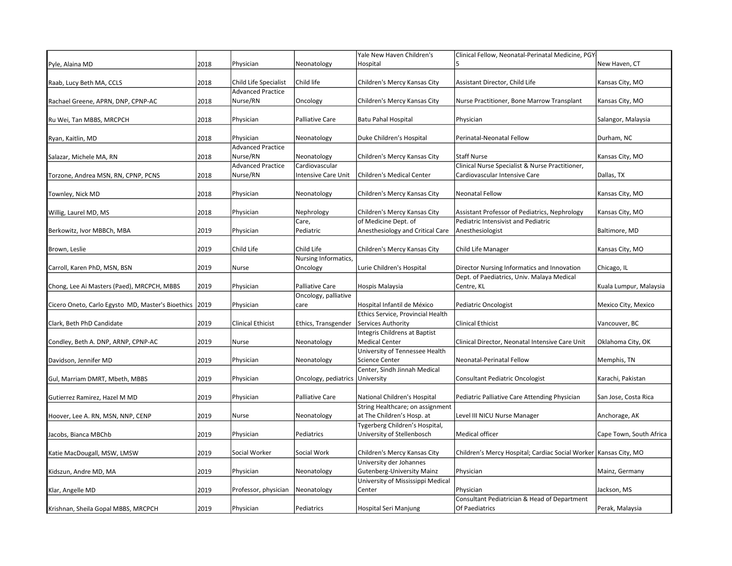| | | | | | | |
|---|---|---|---|---|---|---|
| Pyle, Alaina MD | 2018 | Physician | Neonatology | Yale New Haven Children's Hospital | Clinical Fellow, Neonatal-Perinatal Medicine, PGY-5 | New Haven, CT |
| Raab, Lucy Beth MA, CCLS | 2018 | Child Life Specialist | Child life | Children's Mercy Kansas City | Assistant Director, Child Life | Kansas City, MO |
| Rachael Greene, APRN, DNP, CPNP-AC | 2018 | Advanced Practice Nurse/RN | Oncology | Children's Mercy Kansas City | Nurse Practitioner, Bone Marrow Transplant | Kansas City, MO |
| Ru Wei, Tan MBBS, MRCPCH | 2018 | Physician | Palliative Care | Batu Pahal Hospital | Physician | Salangor, Malaysia |
| Ryan, Kaitlin, MD | 2018 | Physician | Neonatology | Duke Children's Hospital | Perinatal-Neonatal Fellow | Durham, NC |
| Salazar, Michele MA, RN | 2018 | Advanced Practice Nurse/RN | Neonatology | Children's Mercy Kansas City | Staff Nurse | Kansas City, MO |
| Torzone, Andrea MSN, RN, CPNP, PCNS | 2018 | Advanced Practice Nurse/RN | Cardiovascular Intensive Care Unit | Children's Medical Center | Clinical Nurse Specialist & Nurse Practitioner, Cardiovascular Intensive Care | Dallas, TX |
| Townley, Nick MD | 2018 | Physician | Neonatology | Children's Mercy Kansas City | Neonatal Fellow | Kansas City, MO |
| Willig, Laurel MD, MS | 2018 | Physician | Nephrology | Children's Mercy Kansas City | Assistant Professor of Pediatrics, Nephrology | Kansas City, MO |
| Berkowitz, Ivor MBBCh, MBA | 2019 | Physician | Care, Pediatric | of Medicine Dept. of Anesthesiology and Critical Care | Pediatric Intensivist and Pediatric Anesthesiologist | Baltimore, MD |
| Brown, Leslie | 2019 | Child Life | Child Life | Children's Mercy Kansas City | Child Life Manager | Kansas City, MO |
| Carroll, Karen PhD, MSN, BSN | 2019 | Nurse | Nursing Informatics, Oncology | Lurie Children's Hospital | Director Nursing Informatics and Innovation | Chicago, IL |
| Chong, Lee Ai Masters (Paed), MRCPCH, MBBS | 2019 | Physician | Palliative Care | Hospis Malaysia | Dept. of Paediatrics, Univ. Malaya Medical Centre, KL | Kuala Lumpur, Malaysia |
| Cicero Oneto, Carlo Egysto MD, Master's Bioethics | 2019 | Physician | Oncology, palliative care | Hospital Infantil de México | Pediatric Oncologist | Mexico City, Mexico |
| Clark, Beth PhD Candidate | 2019 | Clinical Ethicist | Ethics, Transgender | Ethics Service, Provincial Health Services Authority | Clinical Ethicist | Vancouver, BC |
| Condley, Beth A. DNP, ARNP, CPNP-AC | 2019 | Nurse | Neonatology | Integris Childrens at Baptist Medical Center | Clinical Director, Neonatal Intensive Care Unit | Oklahoma City, OK |
| Davidson, Jennifer MD | 2019 | Physician | Neonatology | University of Tennessee Health Science Center | Neonatal-Perinatal Fellow | Memphis, TN |
| Gul, Marriam DMRT, Mbeth, MBBS | 2019 | Physician | Oncology, pediatrics | Center, Sindh Jinnah Medical University | Consultant Pediatric Oncologist | Karachi, Pakistan |
| Gutierrez Ramirez, Hazel M MD | 2019 | Physician | Palliative Care | National Children's Hospital | Pediatric Palliative Care Attending Physician | San Jose, Costa Rica |
| Hoover, Lee A. RN, MSN, NNP, CENP | 2019 | Nurse | Neonatology | String Healthcare; on assignment at The Children's Hosp. at | Level III NICU Nurse Manager | Anchorage, AK |
| Jacobs, Bianca MBChb | 2019 | Physician | Pediatrics | Tygerberg Children's Hospital, University of Stellenbosch | Medical officer | Cape Town, South Africa |
| Katie MacDougall, MSW, LMSW | 2019 | Social Worker | Social Work | Children's Mercy Kansas City | Children's Mercy Hospital; Cardiac Social Worker | Kansas City, MO |
| Kidszun, Andre MD, MA | 2019 | Physician | Neonatology | University der Johannes Gutenberg-University Mainz | Physician | Mainz, Germany |
| Klar, Angelle MD | 2019 | Professor, physician | Neonatology | University of Mississippi Medical Center | Physician | Jackson, MS |
| Krishnan, Sheila Gopal MBBS, MRCPCH | 2019 | Physician | Pediatrics | Hospital Seri Manjung | Consultant Pediatrician & Head of Department Of Paediatrics | Perak, Malaysia |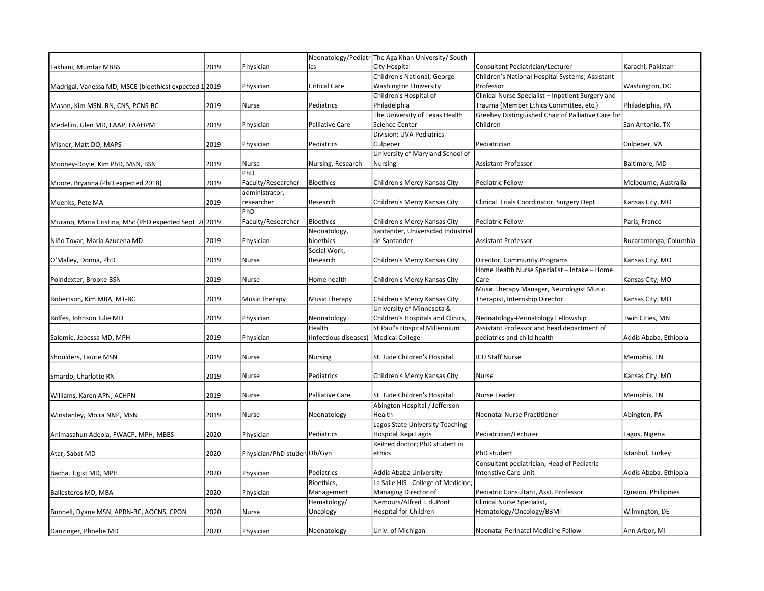| | | | | | | |
|---|---|---|---|---|---|---|
| Lakhani, Mumtaz MBBS | 2019 | Physician | Neonatology/Pediatrics | The Aga Khan University/ South City Hospital | Consultant Pediatrician/Lecturer | Karachi, Pakistan |
| Madrigal, Vanessa MD, MSCE (bioethics) expected 1 | 2019 | Physician | Critical Care | Children's National; George Washington University | Children's National Hospital Systems; Assistant Professor | Washington, DC |
| Mason, Kim MSN, RN, CNS, PCNS-BC | 2019 | Nurse | Pediatrics | Children's Hospital of Philadelphia | Clinical Nurse Specialist – Inpatient Surgery and Trauma (Member Ethics Committee, etc.) | Philadelphia, PA |
| Medellin, Glen MD, FAAP, FAAHPM | 2019 | Physician | Palliative Care | The University of Texas Health Science Center | Greehey Distinguished Chair of Palliative Care for Children | San Antonio, TX |
| Misner, Matt DO, MAPS | 2019 | Physician | Pediatrics | Division: UVA Pediatrics - Culpeper | Pediatrician | Culpeper, VA |
| Mooney-Doyle, Kim PhD, MSN, BSN | 2019 | Nurse | Nursing, Research | University of Maryland School of Nursing | Assistant Professor | Baltimore, MD |
| Moore, Bryanna (PhD expected 2018) | 2019 | PhD Faculty/Researcher | Bioethics | Children's Mercy Kansas City | Pediatric Fellow | Melbourne, Australia |
| Muenks, Pete MA | 2019 | administrator, researcher | Research | Children's Mercy Kansas City | Clinical Trials Coordinator, Surgery Dept. | Kansas City, MO |
| Murano, Maria Cristina, MSc (PhD expected Sept. 20 | 2019 | PhD Faculty/Researcher | Bioethics | Children's Mercy Kansas City | Pediatric Fellow | Paris, France |
| Niño Tovar, María Azucena MD | 2019 | Physician | Neonatology, bioethics | Santander, Universidad Industrial de Santander | Assistant Professor | Bucaramanga, Columbia |
| O'Malley, Donna, PhD | 2019 | Nurse | Social Work, Research | Children's Mercy Kansas City | Director, Community Programs | Kansas City, MO |
| Poindexter, Brooke BSN | 2019 | Nurse | Home health | Children's Mercy Kansas City | Home Health Nurse Specialist – Intake – Home Care | Kansas City, MO |
| Robertson, Kim MBA, MT-BC | 2019 | Music Therapy | Music Therapy | Children's Mercy Kansas City | Music Therapy Manager, Neurologist Music Therapist, Internship Director | Kansas City, MO |
| Rolfes, Johnson Julie MD | 2019 | Physician | Neonatology | University of Minnesota & Children's Hospitals and Clinics, | Neonatology-Perinatology Fellowship | Twin Cities, MN |
| Salomie, Jebessa MD, MPH | 2019 | Physician | Health (Infectious diseases) | St.Paul's Hospital Millennium Medical College | Assistant Professor and head department of pediatrics and child health | Addis Ababa, Ethiopia |
| Shoulders, Laurie MSN | 2019 | Nurse | Nursing | St. Jude Children's Hospital | ICU Staff Nurse | Memphis, TN |
| Smardo, Charlotte RN | 2019 | Nurse | Pediatrics | Children's Mercy Kansas City | Nurse | Kansas City, MO |
| Williams, Karen APN, ACHPN | 2019 | Nurse | Palliative Care | St. Jude Children's Hospital | Nurse Leader | Memphis, TN |
| Winstanley, Moira NNP, MSN | 2019 | Nurse | Neonatology | Abington Hospital / Jefferson Health | Neonatal Nurse Practitioner | Abington, PA |
| Animasahun Adeola, FWACP, MPH, MBBS | 2020 | Physician | Pediatrics | Lagos State University Teaching Hospital Ikeja Lagos | Pediatrician/Lecturer | Lagos, Nigeria |
| Atar, Sabat MD | 2020 | Physician/PhD studen | Ob/Gyn | Reitred doctor; PhD student in ethics | PhD student | Istanbul, Turkey |
| Bacha, Tigist MD, MPH | 2020 | Physician | Pediatrics | Addis Ababa University | Consultant pediatrician, Head of Pediatric Intenstive Care Unit | Addis Ababa, Ethiopia |
| Ballesteros MD, MBA | 2020 | Physician | Bioethics, Management | La Salle HIS - College of Medicine; Managing Director of | Pediatric Consultant, Asst. Professor | Quezon, Phillipines |
| Bunnell, Dyane MSN, APRN-BC, AOCNS, CPON | 2020 | Nurse | Hematology/ Oncology | Nemours/Alfred I. duPont Hospital for Children | Clinical Nurse Specialist, Hematology/Oncology/BBMT | Wilmington, DE |
| Danzinger, Phoebe MD | 2020 | Physician | Neonatology | Univ. of Michigan | Neonatal-Perinatal Medicine Fellow | Ann Arbor, MI |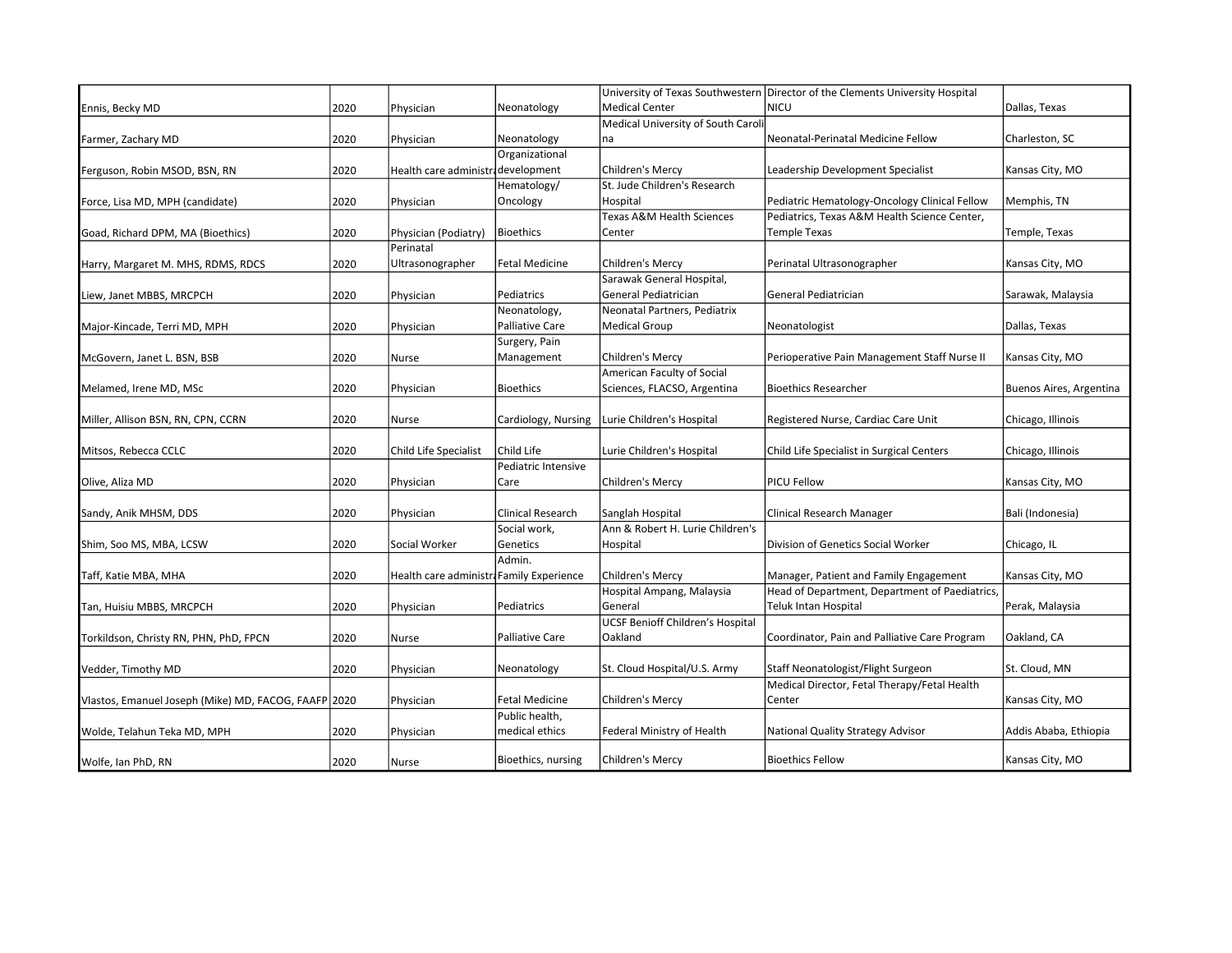| | | | | | | |
|---|---|---|---|---|---|---|
| Ennis, Becky MD | 2020 | Physician | Neonatology | University of Texas Southwestern Medical Center | Director of the Clements University Hospital NICU | Dallas, Texas |
| Farmer, Zachary MD | 2020 | Physician | Neonatology | Medical University of South Caroli na | Neonatal-Perinatal Medicine Fellow | Charleston, SC |
| Ferguson, Robin MSOD, BSN, RN | 2020 | Health care administra | Organizational development | Children's Mercy | Leadership Development Specialist | Kansas City, MO |
| Force, Lisa MD, MPH (candidate) | 2020 | Physician | Hematology/ Oncology | St. Jude Children's Research Hospital | Pediatric Hematology-Oncology Clinical Fellow | Memphis, TN |
| Goad, Richard DPM, MA (Bioethics) | 2020 | Physician (Podiatry) | Bioethics | Texas A&M Health Sciences Center | Pediatrics, Texas A&M Health Science Center, Temple Texas | Temple, Texas |
| Harry, Margaret M. MHS, RDMS, RDCS | 2020 | Perinatal Ultrasonographer | Fetal Medicine | Children's Mercy | Perinatal Ultrasonographer | Kansas City, MO |
| Liew, Janet MBBS, MRCPCH | 2020 | Physician | Pediatrics | Sarawak General Hospital, General Pediatrician | General Pediatrician | Sarawak, Malaysia |
| Major-Kincade, Terri MD, MPH | 2020 | Physician | Neonatology, Palliative Care | Neonatal Partners, Pediatrix Medical Group | Neonatologist | Dallas, Texas |
| McGovern, Janet L. BSN, BSB | 2020 | Nurse | Surgery, Pain Management | Children's Mercy | Perioperative Pain Management Staff Nurse II | Kansas City, MO |
| Melamed, Irene MD, MSc | 2020 | Physician | Bioethics | American Faculty of Social Sciences, FLACSO, Argentina | Bioethics Researcher | Buenos Aires, Argentina |
| Miller, Allison BSN, RN, CPN, CCRN | 2020 | Nurse | Cardiology, Nursing | Lurie Children's Hospital | Registered Nurse, Cardiac Care Unit | Chicago, Illinois |
| Mitsos, Rebecca CCLC | 2020 | Child Life Specialist | Child Life | Lurie Children's Hospital | Child Life Specialist in Surgical Centers | Chicago, Illinois |
| Olive, Aliza MD | 2020 | Physician | Pediatric Intensive Care | Children's Mercy | PICU Fellow | Kansas City, MO |
| Sandy, Anik MHSM, DDS | 2020 | Physician | Clinical Research | Sanglah Hospital | Clinical Research Manager | Bali (Indonesia) |
| Shim, Soo MS, MBA, LCSW | 2020 | Social Worker | Social work, Genetics | Ann & Robert H. Lurie Children's Hospital | Division of Genetics Social Worker | Chicago, IL |
| Taff, Katie MBA, MHA | 2020 | Health care administra | Admin. Family Experience | Children's Mercy | Manager, Patient and Family Engagement | Kansas City, MO |
| Tan, Huisiu MBBS, MRCPCH | 2020 | Physician | Pediatrics | Hospital Ampang, Malaysia General | Head of Department, Department of Paediatrics, Teluk Intan Hospital | Perak, Malaysia |
| Torkildson, Christy RN, PHN, PhD, FPCN | 2020 | Nurse | Palliative Care | UCSF Benioff Children's Hospital Oakland | Coordinator, Pain and Palliative Care Program | Oakland, CA |
| Vedder, Timothy MD | 2020 | Physician | Neonatology | St. Cloud Hospital/U.S. Army | Staff Neonatologist/Flight Surgeon | St. Cloud, MN |
| Vlastos, Emanuel Joseph (Mike) MD, FACOG, FAAFP | 2020 | Physician | Fetal Medicine | Children's Mercy | Medical Director, Fetal Therapy/Fetal Health Center | Kansas City, MO |
| Wolde, Telahun Teka MD, MPH | 2020 | Physician | Public health, medical ethics | Federal Ministry of Health | National Quality Strategy Advisor | Addis Ababa, Ethiopia |
| Wolfe, Ian PhD, RN | 2020 | Nurse | Bioethics, nursing | Children's Mercy | Bioethics Fellow | Kansas City, MO |